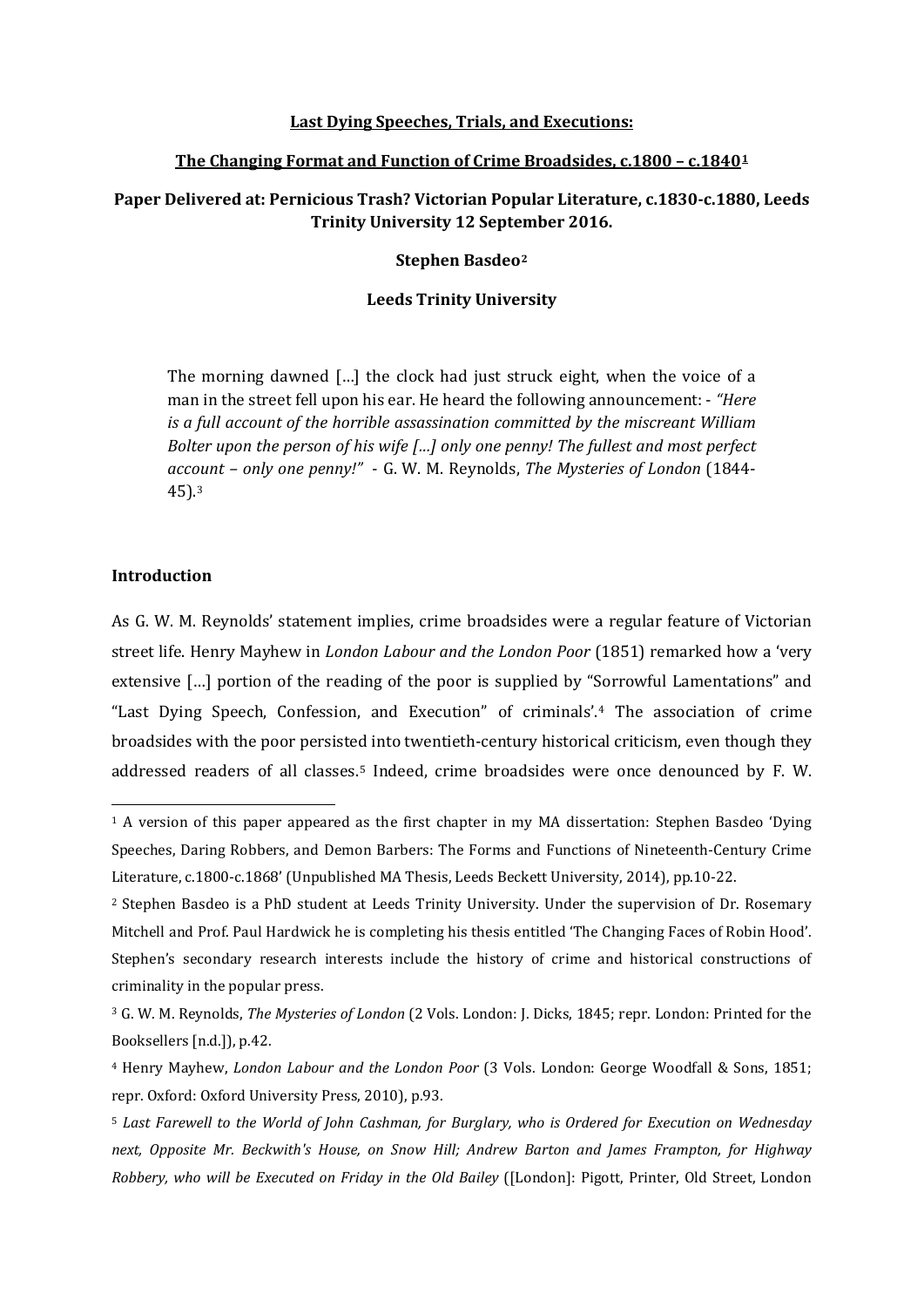**Last Dying Speeches, Trials, and Executions:**

**The Changing Format and Function of Crime Broadsides, c.1800 – c.1840**[1]

**Paper Delivered at: Pernicious Trash? Victorian Popular Literature, c.1830-c.1880, Leeds Trinity University 12 September 2016.**

**Stephen Basdeo**[2]

**Leeds Trinity University**

> The morning dawned […] the clock had just struck eight, when the voice of a man in the street fell upon his ear. He heard the following announcement: - *"Here is a full account of the horrible assassination committed by the miscreant William Bolter upon the person of his wife […] only one penny! The fullest and most perfect account – only one penny!"* - G. W. M. Reynolds, *The Mysteries of London* (1844-45).[3]

## Introduction

As G. W. M. Reynolds' statement implies, crime broadsides were a regular feature of Victorian street life. Henry Mayhew in *London Labour and the London Poor* (1851) remarked how a 'very extensive […] portion of the reading of the poor is supplied by "Sorrowful Lamentations" and "Last Dying Speech, Confession, and Execution" of criminals'.[4] The association of crime broadsides with the poor persisted into twentieth-century historical criticism, even though they addressed readers of all classes.[5] Indeed, crime broadsides were once denounced by F. W.

---

[1] A version of this paper appeared as the first chapter in my MA dissertation: Stephen Basdeo 'Dying Speeches, Daring Robbers, and Demon Barbers: The Forms and Functions of Nineteenth-Century Crime Literature, c.1800-c.1868' (Unpublished MA Thesis, Leeds Beckett University, 2014), pp.10-22.

[2] Stephen Basdeo is a PhD student at Leeds Trinity University. Under the supervision of Dr. Rosemary Mitchell and Prof. Paul Hardwick he is completing his thesis entitled 'The Changing Faces of Robin Hood'. Stephen's secondary research interests include the history of crime and historical constructions of criminality in the popular press.

[3] G. W. M. Reynolds, *The Mysteries of London* (2 Vols. London: J. Dicks, 1845; repr. London: Printed for the Booksellers [n.d.]), p.42.

[4] Henry Mayhew, *London Labour and the London Poor* (3 Vols. London: George Woodfall & Sons, 1851; repr. Oxford: Oxford University Press, 2010), p.93.

[5] *Last Farewell to the World of John Cashman, for Burglary, who is Ordered for Execution on Wednesday next, Opposite Mr. Beckwith's House, on Snow Hill; Andrew Barton and James Frampton, for Highway Robbery, who will be Executed on Friday in the Old Bailey* ([London]: Pigott, Printer, Old Street, London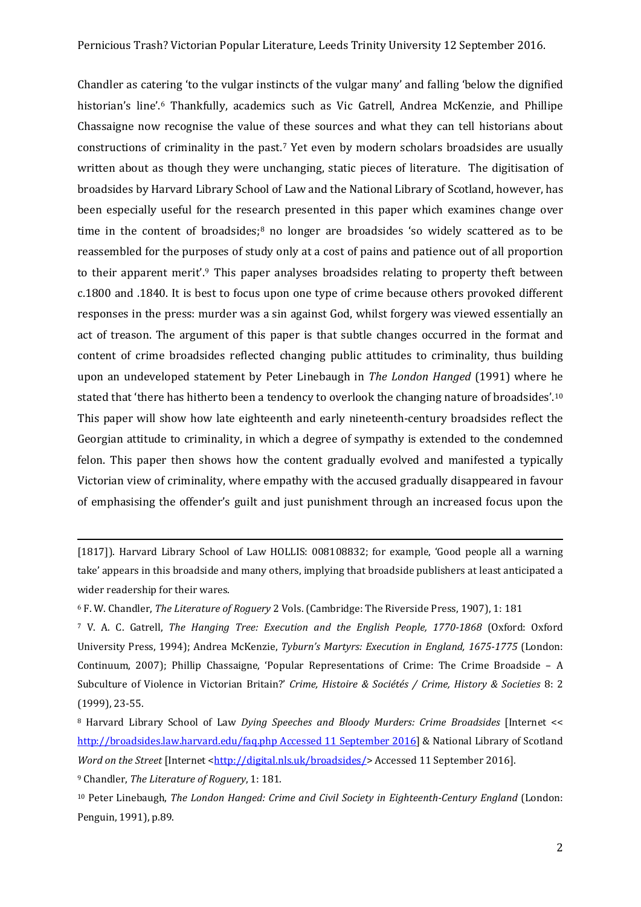Chandler as catering 'to the vulgar instincts of the vulgar many' and falling 'below the dignified historian's line'.[6] Thankfully, academics such as Vic Gatrell, Andrea McKenzie, and Phillipe Chassaigne now recognise the value of these sources and what they can tell historians about constructions of criminality in the past.[7] Yet even by modern scholars broadsides are usually written about as though they were unchanging, static pieces of literature. The digitisation of broadsides by Harvard Library School of Law and the National Library of Scotland, however, has been especially useful for the research presented in this paper which examines change over time in the content of broadsides;[8] no longer are broadsides 'so widely scattered as to be reassembled for the purposes of study only at a cost of pains and patience out of all proportion to their apparent merit'.[9] This paper analyses broadsides relating to property theft between c.1800 and .1840. It is best to focus upon one type of crime because others provoked different responses in the press: murder was a sin against God, whilst forgery was viewed essentially an act of treason. The argument of this paper is that subtle changes occurred in the format and content of crime broadsides reflected changing public attitudes to criminality, thus building upon an undeveloped statement by Peter Linebaugh in *The London Hanged* (1991) where he stated that 'there has hitherto been a tendency to overlook the changing nature of broadsides'.[10] This paper will show how late eighteenth and early nineteenth-century broadsides reflect the Georgian attitude to criminality, in which a degree of sympathy is extended to the condemned felon. This paper then shows how the content gradually evolved and manifested a typically Victorian view of criminality, where empathy with the accused gradually disappeared in favour of emphasising the offender's guilt and just punishment through an increased focus upon the

---

[1817]). Harvard Library School of Law HOLLIS: 008108832; for example, 'Good people all a warning take' appears in this broadside and many others, implying that broadside publishers at least anticipated a wider readership for their wares.

[6] F. W. Chandler, *The Literature of Roguery* 2 Vols. (Cambridge: The Riverside Press, 1907), 1: 181

[7] V. A. C. Gatrell, *The Hanging Tree: Execution and the English People, 1770-1868* (Oxford: Oxford University Press, 1994); Andrea McKenzie, *Tyburn's Martyrs: Execution in England, 1675-1775* (London: Continuum, 2007); Phillip Chassaigne, 'Popular Representations of Crime: The Crime Broadside – A Subculture of Violence in Victorian Britain?' *Crime, Histoire & Sociétés / Crime, History & Societies* 8: 2 (1999), 23-55.

[8] Harvard Library School of Law *Dying Speeches and Bloody Murders: Crime Broadsides* [Internet << http://broadsides.law.harvard.edu/faq.php Accessed 11 September 2016] & National Library of Scotland *Word on the Street* [Internet <http://digital.nls.uk/broadsides/> Accessed 11 September 2016].

[9] Chandler, *The Literature of Roguery*, 1: 181.

[10] Peter Linebaugh, *The London Hanged: Crime and Civil Society in Eighteenth-Century England* (London: Penguin, 1991), p.89.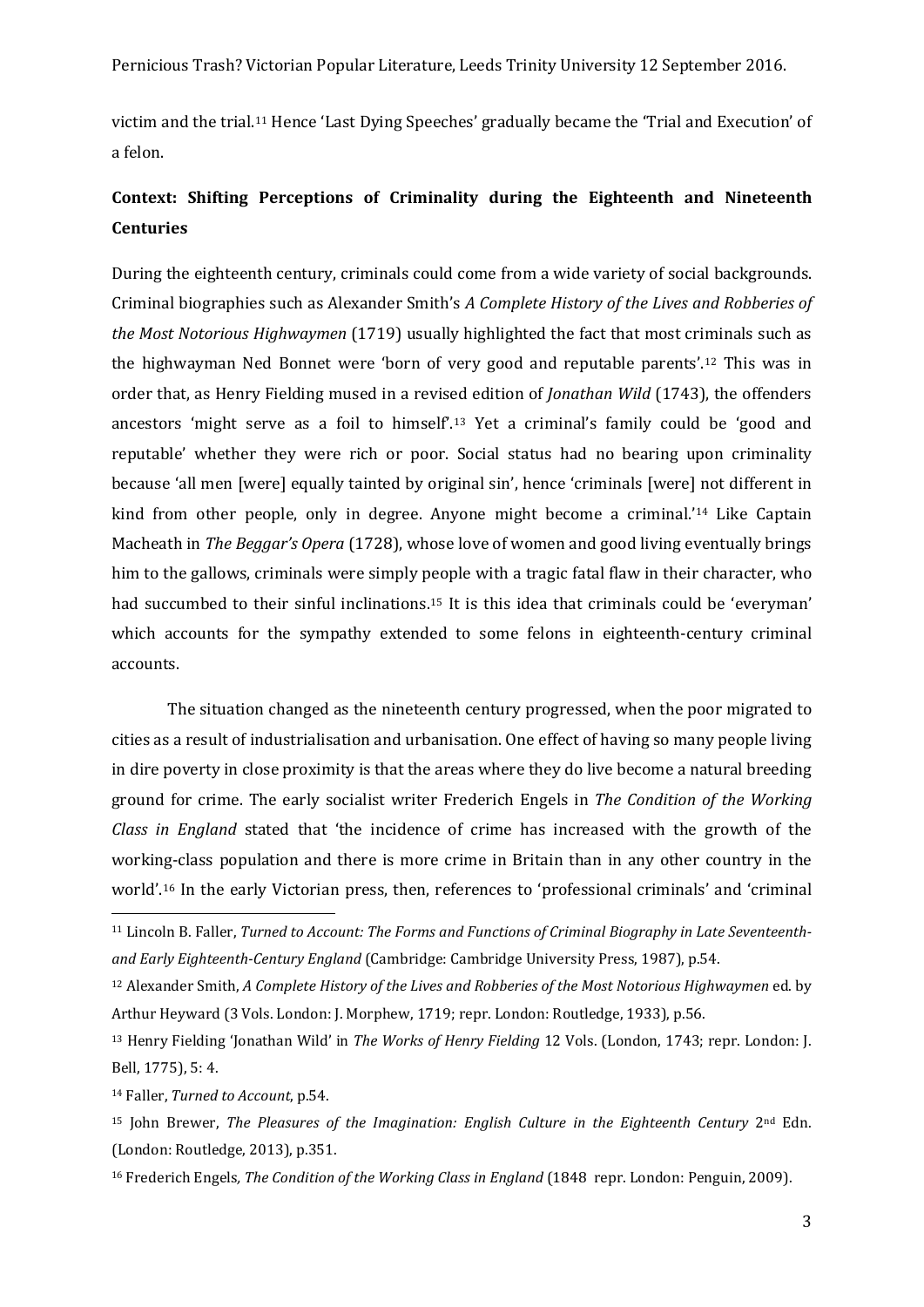victim and the trial.[11] Hence 'Last Dying Speeches' gradually became the 'Trial and Execution' of a felon.

## Context: Shifting Perceptions of Criminality during the Eighteenth and Nineteenth Centuries

During the eighteenth century, criminals could come from a wide variety of social backgrounds. Criminal biographies such as Alexander Smith's *A Complete History of the Lives and Robberies of the Most Notorious Highwaymen* (1719) usually highlighted the fact that most criminals such as the highwayman Ned Bonnet were 'born of very good and reputable parents'.[12] This was in order that, as Henry Fielding mused in a revised edition of *Jonathan Wild* (1743), the offenders ancestors 'might serve as a foil to himself'.[13] Yet a criminal's family could be 'good and reputable' whether they were rich or poor. Social status had no bearing upon criminality because 'all men [were] equally tainted by original sin', hence 'criminals [were] not different in kind from other people, only in degree. Anyone might become a criminal.'[14] Like Captain Macheath in *The Beggar's Opera* (1728), whose love of women and good living eventually brings him to the gallows, criminals were simply people with a tragic fatal flaw in their character, who had succumbed to their sinful inclinations.[15] It is this idea that criminals could be 'everyman' which accounts for the sympathy extended to some felons in eighteenth-century criminal accounts.

The situation changed as the nineteenth century progressed, when the poor migrated to cities as a result of industrialisation and urbanisation. One effect of having so many people living in dire poverty in close proximity is that the areas where they do live become a natural breeding ground for crime. The early socialist writer Frederich Engels in *The Condition of the Working Class in England* stated that 'the incidence of crime has increased with the growth of the working-class population and there is more crime in Britain than in any other country in the world'.[16] In the early Victorian press, then, references to 'professional criminals' and 'criminal

---

[11] Lincoln B. Faller, *Turned to Account: The Forms and Functions of Criminal Biography in Late Seventeenth- and Early Eighteenth-Century England* (Cambridge: Cambridge University Press, 1987), p.54.

[12] Alexander Smith, *A Complete History of the Lives and Robberies of the Most Notorious Highwaymen* ed. by Arthur Heyward (3 Vols. London: J. Morphew, 1719; repr. London: Routledge, 1933), p.56.

[13] Henry Fielding 'Jonathan Wild' in *The Works of Henry Fielding* 12 Vols. (London, 1743; repr. London: J. Bell, 1775), 5: 4.

[14] Faller, *Turned to Account*, p.54.

[15] John Brewer, *The Pleasures of the Imagination: English Culture in the Eighteenth Century* 2nd Edn. (London: Routledge, 2013), p.351.

[16] Frederich Engels, *The Condition of the Working Class in England* (1848 repr. London: Penguin, 2009).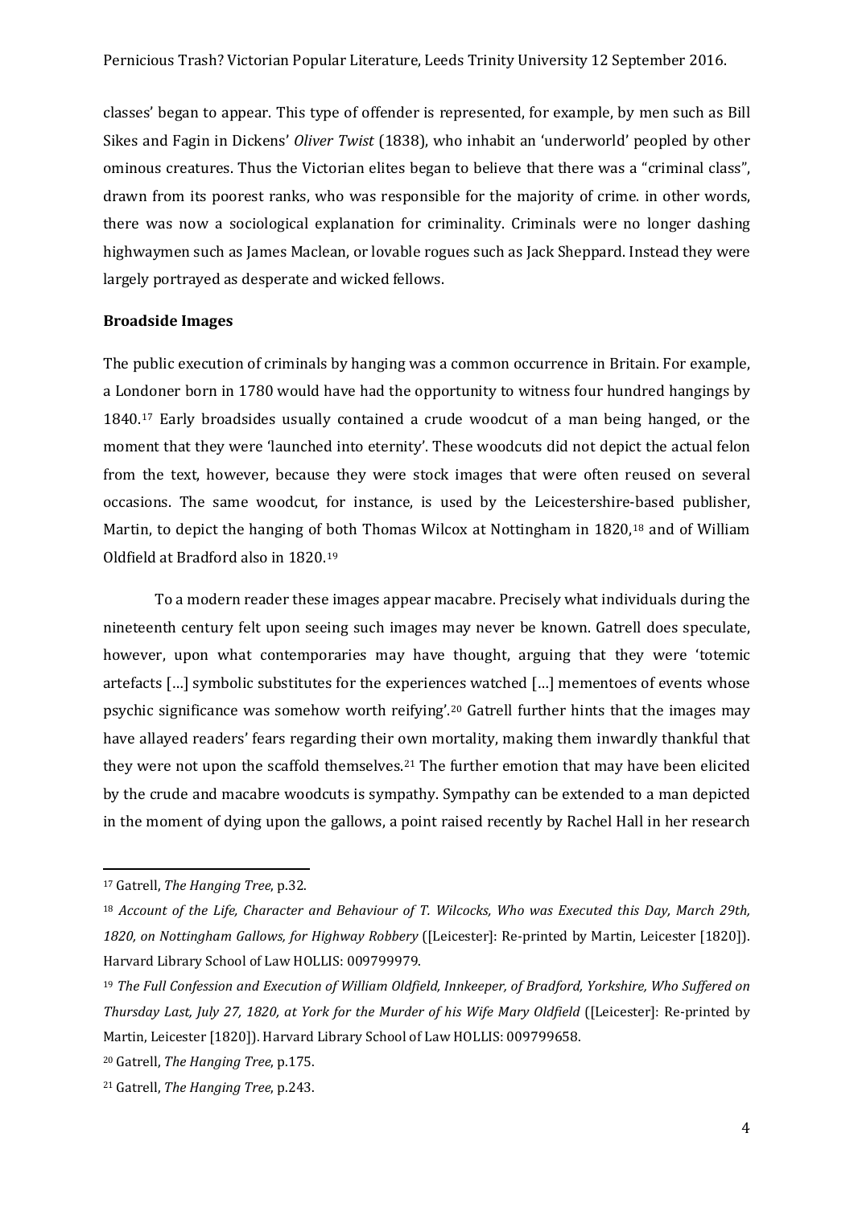classes' began to appear. This type of offender is represented, for example, by men such as Bill Sikes and Fagin in Dickens' *Oliver Twist* (1838), who inhabit an 'underworld' peopled by other ominous creatures. Thus the Victorian elites began to believe that there was a "criminal class", drawn from its poorest ranks, who was responsible for the majority of crime. in other words, there was now a sociological explanation for criminality. Criminals were no longer dashing highwaymen such as James Maclean, or lovable rogues such as Jack Sheppard. Instead they were largely portrayed as desperate and wicked fellows.

**Broadside Images**

The public execution of criminals by hanging was a common occurrence in Britain. For example, a Londoner born in 1780 would have had the opportunity to witness four hundred hangings by 1840.[17] Early broadsides usually contained a crude woodcut of a man being hanged, or the moment that they were 'launched into eternity'. These woodcuts did not depict the actual felon from the text, however, because they were stock images that were often reused on several occasions. The same woodcut, for instance, is used by the Leicestershire-based publisher, Martin, to depict the hanging of both Thomas Wilcox at Nottingham in 1820,[18] and of William Oldfield at Bradford also in 1820.[19]

To a modern reader these images appear macabre. Precisely what individuals during the nineteenth century felt upon seeing such images may never be known. Gatrell does speculate, however, upon what contemporaries may have thought, arguing that they were 'totemic artefacts […] symbolic substitutes for the experiences watched […] mementoes of events whose psychic significance was somehow worth reifying'.[20] Gatrell further hints that the images may have allayed readers' fears regarding their own mortality, making them inwardly thankful that they were not upon the scaffold themselves.[21] The further emotion that may have been elicited by the crude and macabre woodcuts is sympathy. Sympathy can be extended to a man depicted in the moment of dying upon the gallows, a point raised recently by Rachel Hall in her research

---

[17] Gatrell, *The Hanging Tree*, p.32.

[18] *Account of the Life, Character and Behaviour of T. Wilcocks, Who was Executed this Day, March 29th, 1820, on Nottingham Gallows, for Highway Robbery* ([Leicester]: Re-printed by Martin, Leicester [1820]). Harvard Library School of Law HOLLIS: 009799979.

[19] *The Full Confession and Execution of William Oldfield, Innkeeper, of Bradford, Yorkshire, Who Suffered on Thursday Last, July 27, 1820, at York for the Murder of his Wife Mary Oldfield* ([Leicester]: Re-printed by Martin, Leicester [1820]). Harvard Library School of Law HOLLIS: 009799658.

[20] Gatrell, *The Hanging Tree*, p.175.

[21] Gatrell, *The Hanging Tree*, p.243.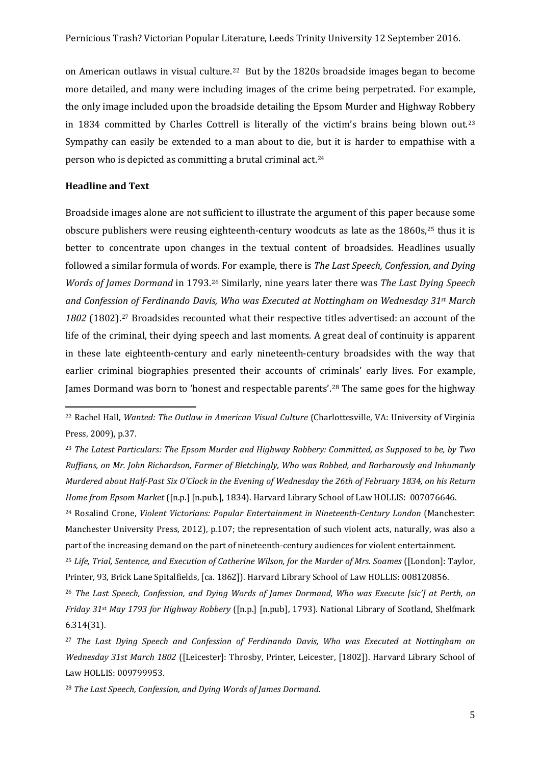on American outlaws in visual culture.[22] But by the 1820s broadside images began to become more detailed, and many were including images of the crime being perpetrated. For example, the only image included upon the broadside detailing the Epsom Murder and Highway Robbery in 1834 committed by Charles Cottrell is literally of the victim's brains being blown out.[23] Sympathy can easily be extended to a man about to die, but it is harder to empathise with a person who is depicted as committing a brutal criminal act.[24]

**Headline and Text**

Broadside images alone are not sufficient to illustrate the argument of this paper because some obscure publishers were reusing eighteenth-century woodcuts as late as the 1860s,[25] thus it is better to concentrate upon changes in the textual content of broadsides. Headlines usually followed a similar formula of words. For example, there is *The Last Speech, Confession, and Dying Words of James Dormand* in 1793.[26] Similarly, nine years later there was *The Last Dying Speech and Confession of Ferdinando Davis, Who was Executed at Nottingham on Wednesday 31st March 1802* (1802).[27] Broadsides recounted what their respective titles advertised: an account of the life of the criminal, their dying speech and last moments. A great deal of continuity is apparent in these late eighteenth-century and early nineteenth-century broadsides with the way that earlier criminal biographies presented their accounts of criminals' early lives. For example, James Dormand was born to 'honest and respectable parents'.[28] The same goes for the highway

---

[22] Rachel Hall, *Wanted: The Outlaw in American Visual Culture* (Charlottesville, VA: University of Virginia Press, 2009), p.37.

[23] *The Latest Particulars: The Epsom Murder and Highway Robbery: Committed, as Supposed to be, by Two Ruffians, on Mr. John Richardson, Farmer of Bletchingly, Who was Robbed, and Barbarously and Inhumanly Murdered about Half-Past Six O'Clock in the Evening of Wednesday the 26th of February 1834, on his Return Home from Epsom Market* ([n.p.] [n.pub.], 1834). Harvard Library School of Law HOLLIS: 007076646.

[24] Rosalind Crone, *Violent Victorians: Popular Entertainment in Nineteenth-Century London* (Manchester: Manchester University Press, 2012), p.107; the representation of such violent acts, naturally, was also a part of the increasing demand on the part of nineteenth-century audiences for violent entertainment.

[25] *Life, Trial, Sentence, and Execution of Catherine Wilson, for the Murder of Mrs. Soames* ([London]: Taylor, Printer, 93, Brick Lane Spitalfields, [ca. 1862]). Harvard Library School of Law HOLLIS: 008120856.

[26] *The Last Speech, Confession, and Dying Words of James Dormand, Who was Execute [sic'] at Perth, on Friday 31st May 1793 for Highway Robbery* ([n.p.] [n.pub], 1793). National Library of Scotland, Shelfmark 6.314(31).

[27] *The Last Dying Speech and Confession of Ferdinando Davis, Who was Executed at Nottingham on Wednesday 31st March 1802* ([Leicester]: Throsby, Printer, Leicester, [1802]). Harvard Library School of Law HOLLIS: 009799953.

[28] *The Last Speech, Confession, and Dying Words of James Dormand*.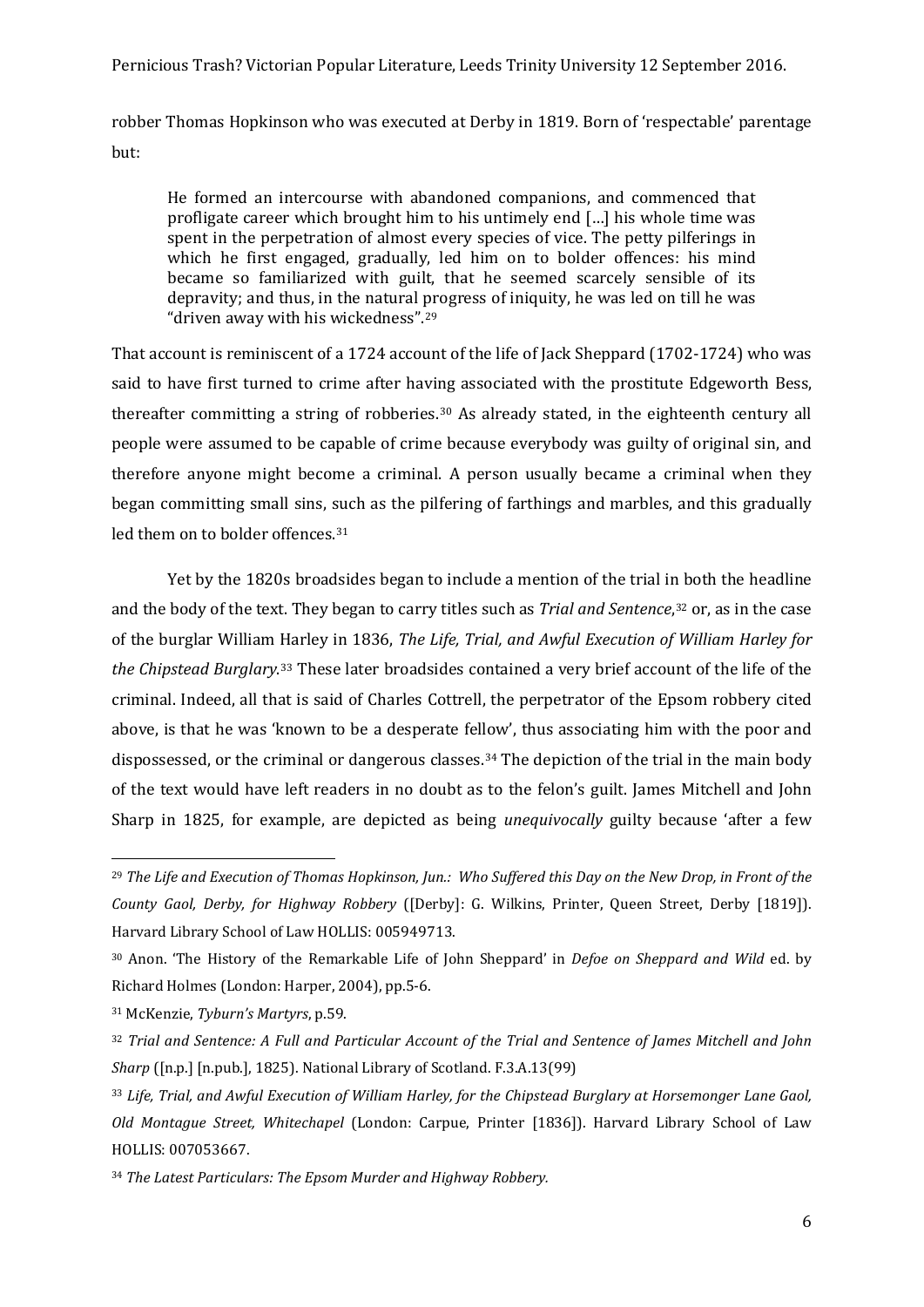robber Thomas Hopkinson who was executed at Derby in 1819. Born of 'respectable' parentage but:

> He formed an intercourse with abandoned companions, and commenced that profligate career which brought him to his untimely end […] his whole time was spent in the perpetration of almost every species of vice. The petty pilferings in which he first engaged, gradually, led him on to bolder offences: his mind became so familiarized with guilt, that he seemed scarcely sensible of its depravity; and thus, in the natural progress of iniquity, he was led on till he was "driven away with his wickedness".[29]

That account is reminiscent of a 1724 account of the life of Jack Sheppard (1702-1724) who was said to have first turned to crime after having associated with the prostitute Edgeworth Bess, thereafter committing a string of robberies.[30] As already stated, in the eighteenth century all people were assumed to be capable of crime because everybody was guilty of original sin, and therefore anyone might become a criminal. A person usually became a criminal when they began committing small sins, such as the pilfering of farthings and marbles, and this gradually led them on to bolder offences.[31]

Yet by the 1820s broadsides began to include a mention of the trial in both the headline and the body of the text. They began to carry titles such as *Trial and Sentence*,[32] or, as in the case of the burglar William Harley in 1836, *The Life, Trial, and Awful Execution of William Harley for the Chipstead Burglary*.[33] These later broadsides contained a very brief account of the life of the criminal. Indeed, all that is said of Charles Cottrell, the perpetrator of the Epsom robbery cited above, is that he was 'known to be a desperate fellow', thus associating him with the poor and dispossessed, or the criminal or dangerous classes.[34] The depiction of the trial in the main body of the text would have left readers in no doubt as to the felon's guilt. James Mitchell and John Sharp in 1825, for example, are depicted as being *unequivocally* guilty because 'after a few

---

[29] *The Life and Execution of Thomas Hopkinson, Jun.: Who Suffered this Day on the New Drop, in Front of the County Gaol, Derby, for Highway Robbery* ([Derby]: G. Wilkins, Printer, Queen Street, Derby [1819]). Harvard Library School of Law HOLLIS: 005949713.

[30] Anon. 'The History of the Remarkable Life of John Sheppard' in *Defoe on Sheppard and Wild* ed. by Richard Holmes (London: Harper, 2004), pp.5-6.

[31] McKenzie, *Tyburn's Martyrs*, p.59.

[32] *Trial and Sentence: A Full and Particular Account of the Trial and Sentence of James Mitchell and John Sharp* ([n.p.] [n.pub.], 1825). National Library of Scotland. F.3.A.13(99)

[33] *Life, Trial, and Awful Execution of William Harley, for the Chipstead Burglary at Horsemonger Lane Gaol, Old Montague Street, Whitechapel* (London: Carpue, Printer [1836]). Harvard Library School of Law HOLLIS: 007053667.

[34] *The Latest Particulars: The Epsom Murder and Highway Robbery.*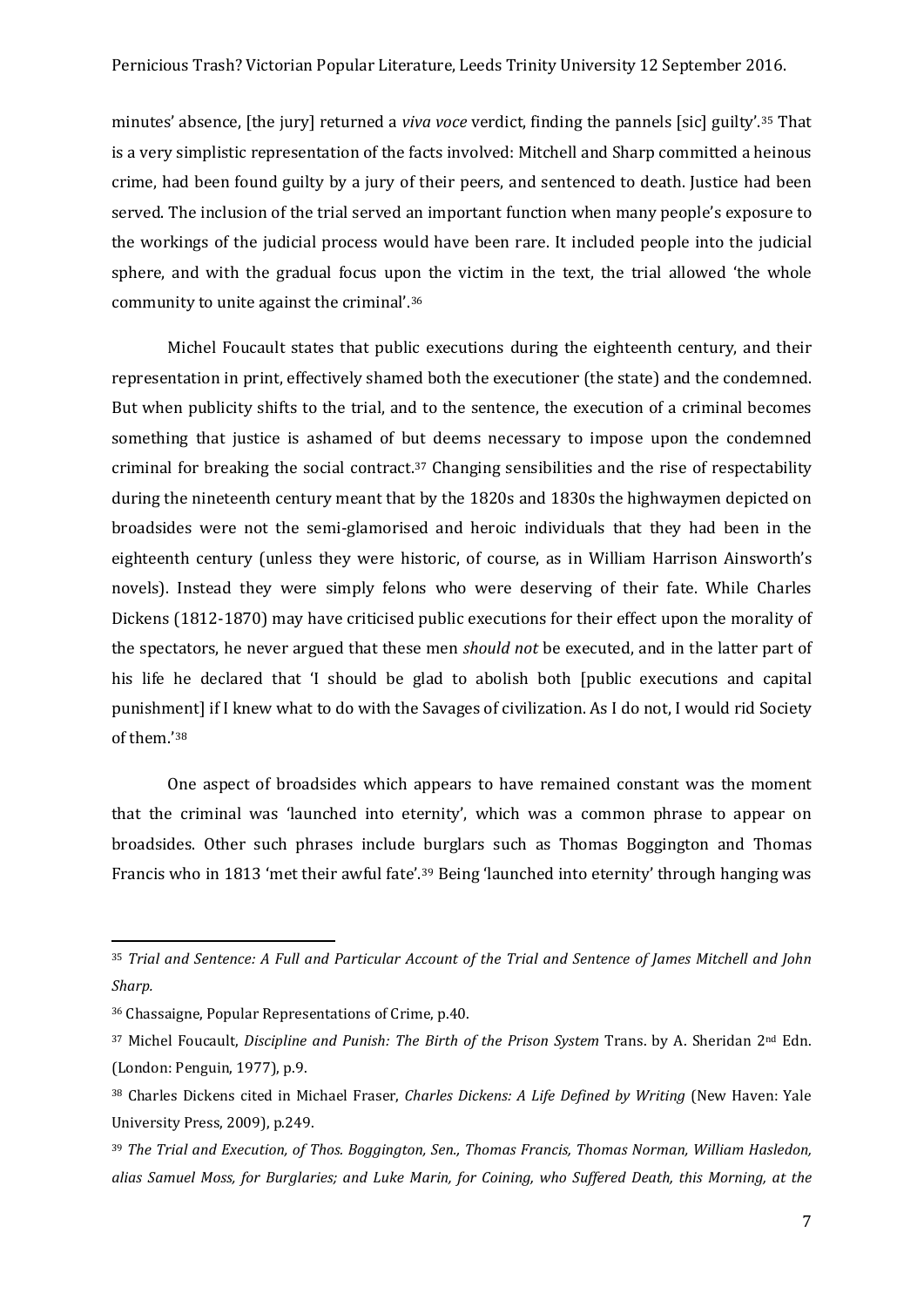minutes' absence, [the jury] returned a *viva voce* verdict, finding the pannels [sic] guilty'.[35] That is a very simplistic representation of the facts involved: Mitchell and Sharp committed a heinous crime, had been found guilty by a jury of their peers, and sentenced to death. Justice had been served. The inclusion of the trial served an important function when many people's exposure to the workings of the judicial process would have been rare. It included people into the judicial sphere, and with the gradual focus upon the victim in the text, the trial allowed 'the whole community to unite against the criminal'.[36]

Michel Foucault states that public executions during the eighteenth century, and their representation in print, effectively shamed both the executioner (the state) and the condemned. But when publicity shifts to the trial, and to the sentence, the execution of a criminal becomes something that justice is ashamed of but deems necessary to impose upon the condemned criminal for breaking the social contract.[37] Changing sensibilities and the rise of respectability during the nineteenth century meant that by the 1820s and 1830s the highwaymen depicted on broadsides were not the semi-glamorised and heroic individuals that they had been in the eighteenth century (unless they were historic, of course, as in William Harrison Ainsworth's novels). Instead they were simply felons who were deserving of their fate. While Charles Dickens (1812-1870) may have criticised public executions for their effect upon the morality of the spectators, he never argued that these men *should not* be executed, and in the latter part of his life he declared that 'I should be glad to abolish both [public executions and capital punishment] if I knew what to do with the Savages of civilization. As I do not, I would rid Society of them.'[38]

One aspect of broadsides which appears to have remained constant was the moment that the criminal was 'launched into eternity', which was a common phrase to appear on broadsides. Other such phrases include burglars such as Thomas Boggington and Thomas Francis who in 1813 'met their awful fate'.[39] Being 'launched into eternity' through hanging was

---

[35] *Trial and Sentence: A Full and Particular Account of the Trial and Sentence of James Mitchell and John Sharp.*

[36] Chassaigne, Popular Representations of Crime, p.40.

[37] Michel Foucault, *Discipline and Punish: The Birth of the Prison System* Trans. by A. Sheridan 2nd Edn. (London: Penguin, 1977), p.9.

[38] Charles Dickens cited in Michael Fraser, *Charles Dickens: A Life Defined by Writing* (New Haven: Yale University Press, 2009), p.249.

[39] *The Trial and Execution, of Thos. Boggington, Sen., Thomas Francis, Thomas Norman, William Hasledon, alias Samuel Moss, for Burglaries; and Luke Marin, for Coining, who Suffered Death, this Morning, at the*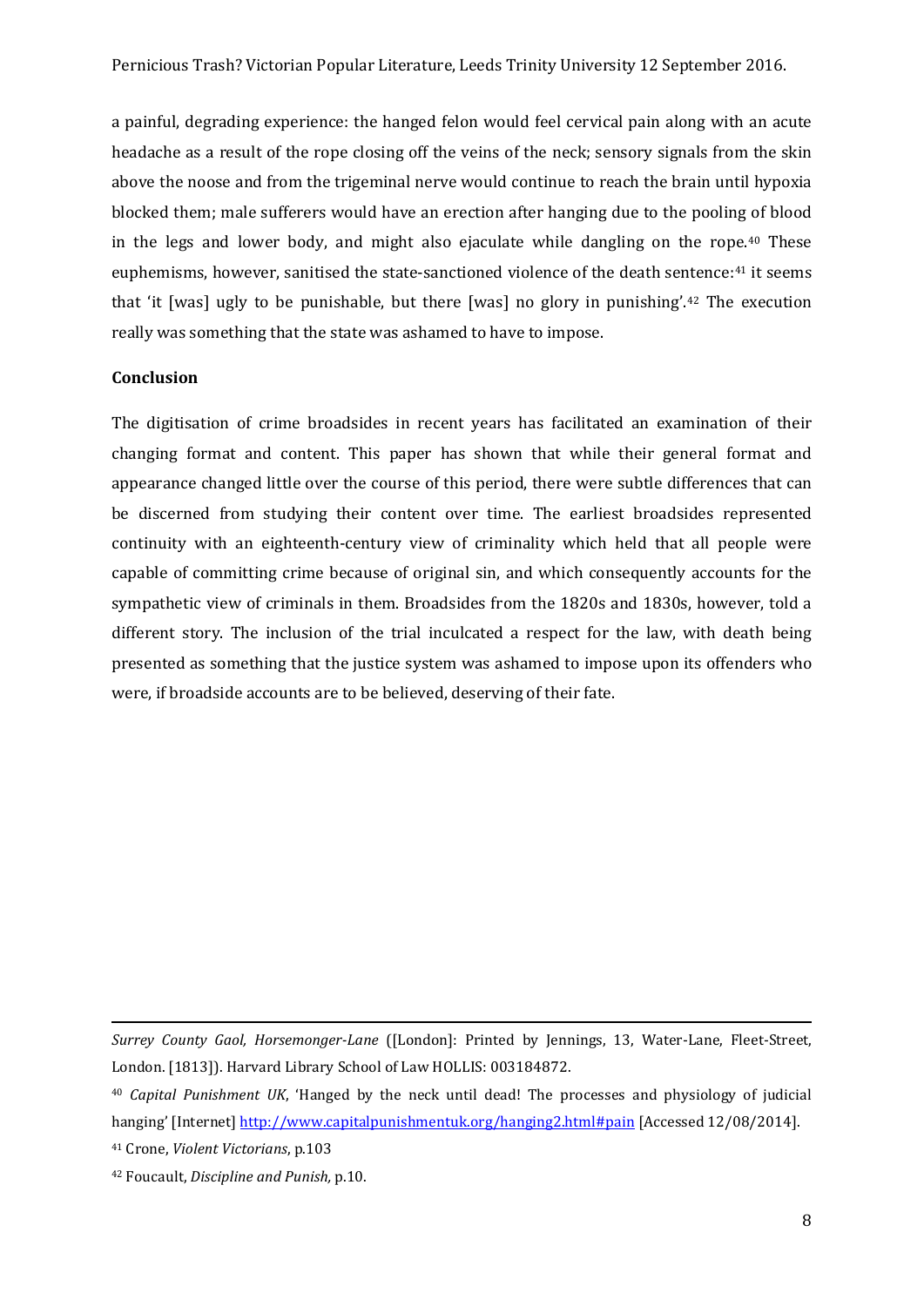a painful, degrading experience: the hanged felon would feel cervical pain along with an acute headache as a result of the rope closing off the veins of the neck; sensory signals from the skin above the noose and from the trigeminal nerve would continue to reach the brain until hypoxia blocked them; male sufferers would have an erection after hanging due to the pooling of blood in the legs and lower body, and might also ejaculate while dangling on the rope.[40] These euphemisms, however, sanitised the state-sanctioned violence of the death sentence:[41] it seems that 'it [was] ugly to be punishable, but there [was] no glory in punishing'.[42] The execution really was something that the state was ashamed to have to impose.

**Conclusion**

The digitisation of crime broadsides in recent years has facilitated an examination of their changing format and content. This paper has shown that while their general format and appearance changed little over the course of this period, there were subtle differences that can be discerned from studying their content over time. The earliest broadsides represented continuity with an eighteenth-century view of criminality which held that all people were capable of committing crime because of original sin, and which consequently accounts for the sympathetic view of criminals in them. Broadsides from the 1820s and 1830s, however, told a different story. The inclusion of the trial inculcated a respect for the law, with death being presented as something that the justice system was ashamed to impose upon its offenders who were, if broadside accounts are to be believed, deserving of their fate.

---

*Surrey County Gaol, Horsemonger-Lane* ([London]: Printed by Jennings, 13, Water-Lane, Fleet-Street, London. [1813]). Harvard Library School of Law HOLLIS: 003184872.

[40] *Capital Punishment UK*, 'Hanged by the neck until dead! The processes and physiology of judicial hanging' [Internet] http://www.capitalpunishmentuk.org/hanging2.html#pain [Accessed 12/08/2014].

[41] Crone, *Violent Victorians*, p.103

[42] Foucault, *Discipline and Punish,* p.10.